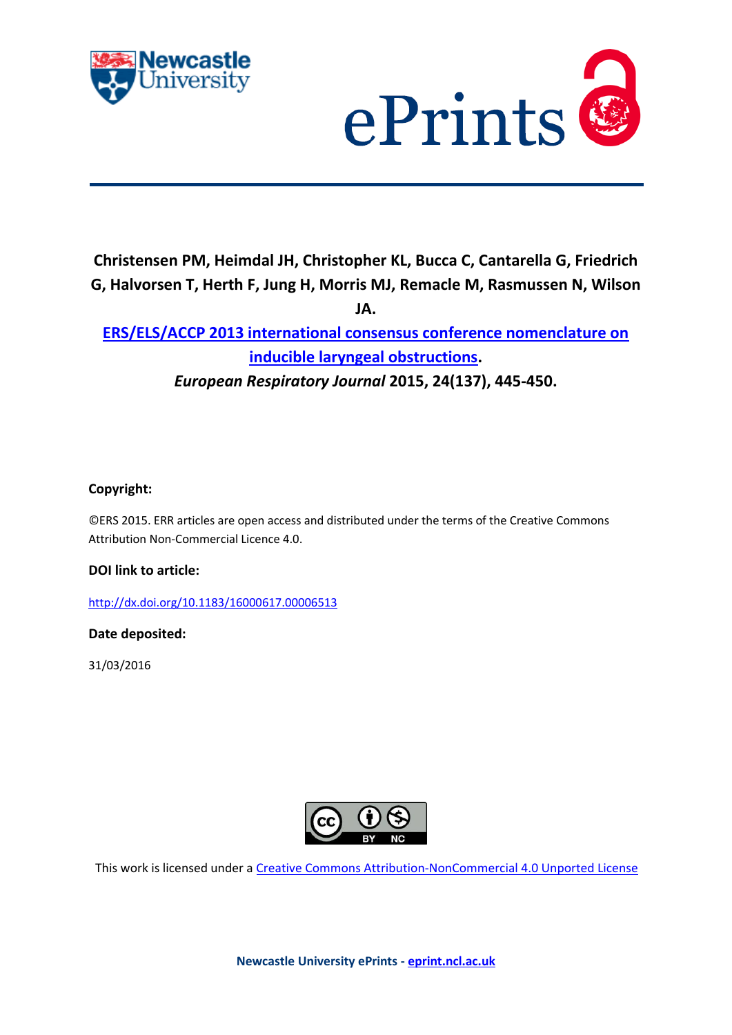Christensen PM, Heimdal JH, Christopher KL, Bucca C, Cantarella G, Friedrich G, Halvorsen T, Herth F, Jung H, Morris MJ, Remacle M, Rasmussen N, Wilson JA.

[ERS/ELS/ACCP 2013 international consensus conference nomenclature on inducible laryngeal obstructions](http://dx.doi.org/10.1183/16000617.00006513).

*European Respiratory Journal* 2015, 24(137), 445-450.

**Copyright:**

©ERS 2015. ERR articles are open access and distributed under the terms of the Creative Commons Attribution Non-Commercial Licence 4.0.

**DOI link to article:**

http://dx.doi.org/10.1183/16000617.00006513

**Date deposited:**

31/03/2016

This work is licensed under a [Creative Commons Attribution-NonCommercial 4.0 Unported License](https://creativecommons.org/licenses/by-nc/4.0/)

**Newcastle University ePrints - [eprint.ncl.ac.uk](http://eprint.ncl.ac.uk)**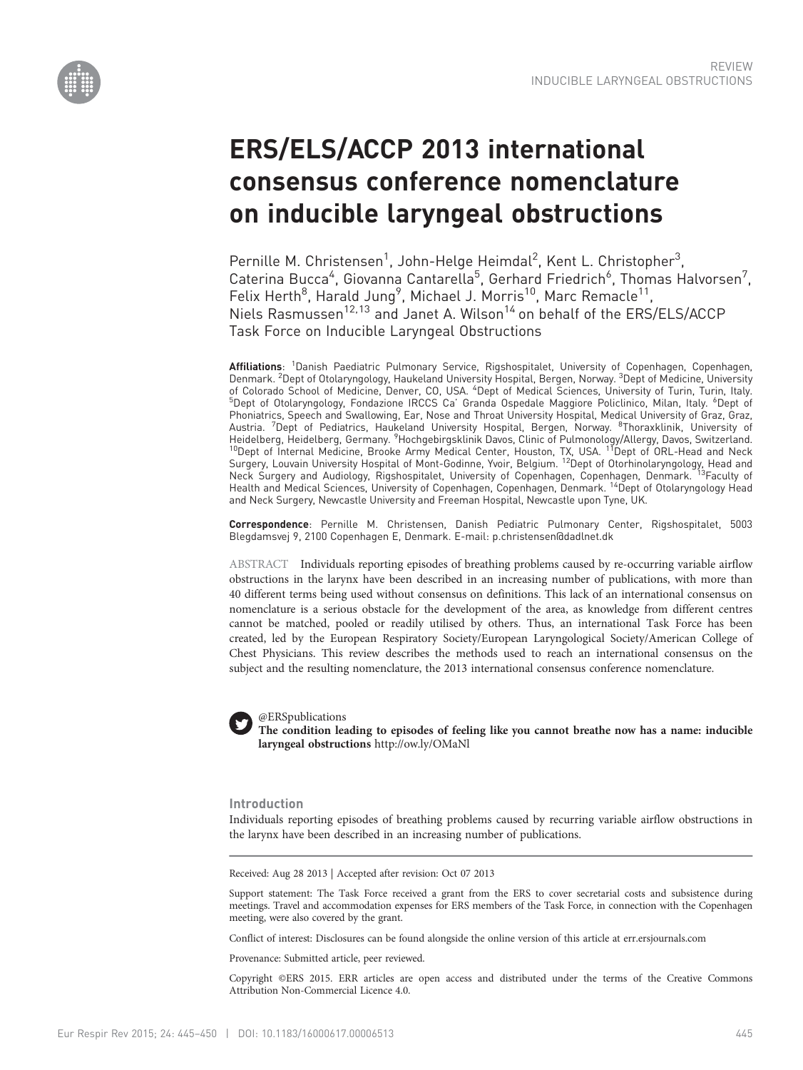REVIEW
INDUCIBLE LARYNGEAL OBSTRUCTIONS

# ERS/ELS/ACCP 2013 international consensus conference nomenclature on inducible laryngeal obstructions

Pernille M. Christensen[1], John-Helge Heimdal[2], Kent L. Christopher[3], Caterina Bucca[4], Giovanna Cantarella[5], Gerhard Friedrich[6], Thomas Halvorsen[7], Felix Herth[8], Harald Jung[9], Michael J. Morris[10], Marc Remacle[11], Niels Rasmussen[12,13] and Janet A. Wilson[14] on behalf of the ERS/ELS/ACCP Task Force on Inducible Laryngeal Obstructions

**Affiliations**: [1]Danish Paediatric Pulmonary Service, Rigshospitalet, University of Copenhagen, Copenhagen, Denmark. [2]Dept of Otolaryngology, Haukeland University Hospital, Bergen, Norway. [3]Dept of Medicine, University of Colorado School of Medicine, Denver, CO, USA. [4]Dept of Medical Sciences, University of Turin, Turin, Italy. [5]Dept of Otolaryngology, Fondazione IRCCS Ca' Granda Ospedale Maggiore Policlinico, Milan, Italy. [6]Dept of Phoniatrics, Speech and Swallowing, Ear, Nose and Throat University Hospital, Medical University of Graz, Graz, Austria. [7]Dept of Pediatrics, Haukeland University Hospital, Bergen, Norway. [8]Thoraxklinik, University of Heidelberg, Heidelberg, Germany. [9]Hochgebirgsklinik Davos, Clinic of Pulmonology/Allergy, Davos, Switzerland. [10]Dept of Internal Medicine, Brooke Army Medical Center, Houston, TX, USA. [11]Dept of ORL-Head and Neck Surgery, Louvain University Hospital of Mont-Godinne, Yvoir, Belgium. [12]Dept of Otorhinolaryngology, Head and Neck Surgery and Audiology, Rigshospitalet, University of Copenhagen, Copenhagen, Denmark. [13]Faculty of Health and Medical Sciences, University of Copenhagen, Copenhagen, Denmark. [14]Dept of Otolaryngology Head and Neck Surgery, Newcastle University and Freeman Hospital, Newcastle upon Tyne, UK.

**Correspondence**: Pernille M. Christensen, Danish Pediatric Pulmonary Center, Rigshospitalet, 5003 Blegdamsvej 9, 2100 Copenhagen E, Denmark. E-mail: p.christensen@dadlnet.dk

ABSTRACT Individuals reporting episodes of breathing problems caused by re-occurring variable airflow obstructions in the larynx have been described in an increasing number of publications, with more than 40 different terms being used without consensus on definitions. This lack of an international consensus on nomenclature is a serious obstacle for the development of the area, as knowledge from different centres cannot be matched, pooled or readily utilised by others. Thus, an international Task Force has been created, led by the European Respiratory Society/European Laryngological Society/American College of Chest Physicians. This review describes the methods used to reach an international consensus on the subject and the resulting nomenclature, the 2013 international consensus conference nomenclature.

@ERSpublications
**The condition leading to episodes of feeling like you cannot breathe now has a name: inducible laryngeal obstructions** http://ow.ly/OMaNl

## Introduction

Individuals reporting episodes of breathing problems caused by recurring variable airflow obstructions in the larynx have been described in an increasing number of publications.

Received: Aug 28 2013 | Accepted after revision: Oct 07 2013

Support statement: The Task Force received a grant from the ERS to cover secretarial costs and subsistence during meetings. Travel and accommodation expenses for ERS members of the Task Force, in connection with the Copenhagen meeting, were also covered by the grant.

Conflict of interest: Disclosures can be found alongside the online version of this article at err.ersjournals.com

Provenance: Submitted article, peer reviewed.

Copyright ©ERS 2015. ERR articles are open access and distributed under the terms of the Creative Commons Attribution Non-Commercial Licence 4.0.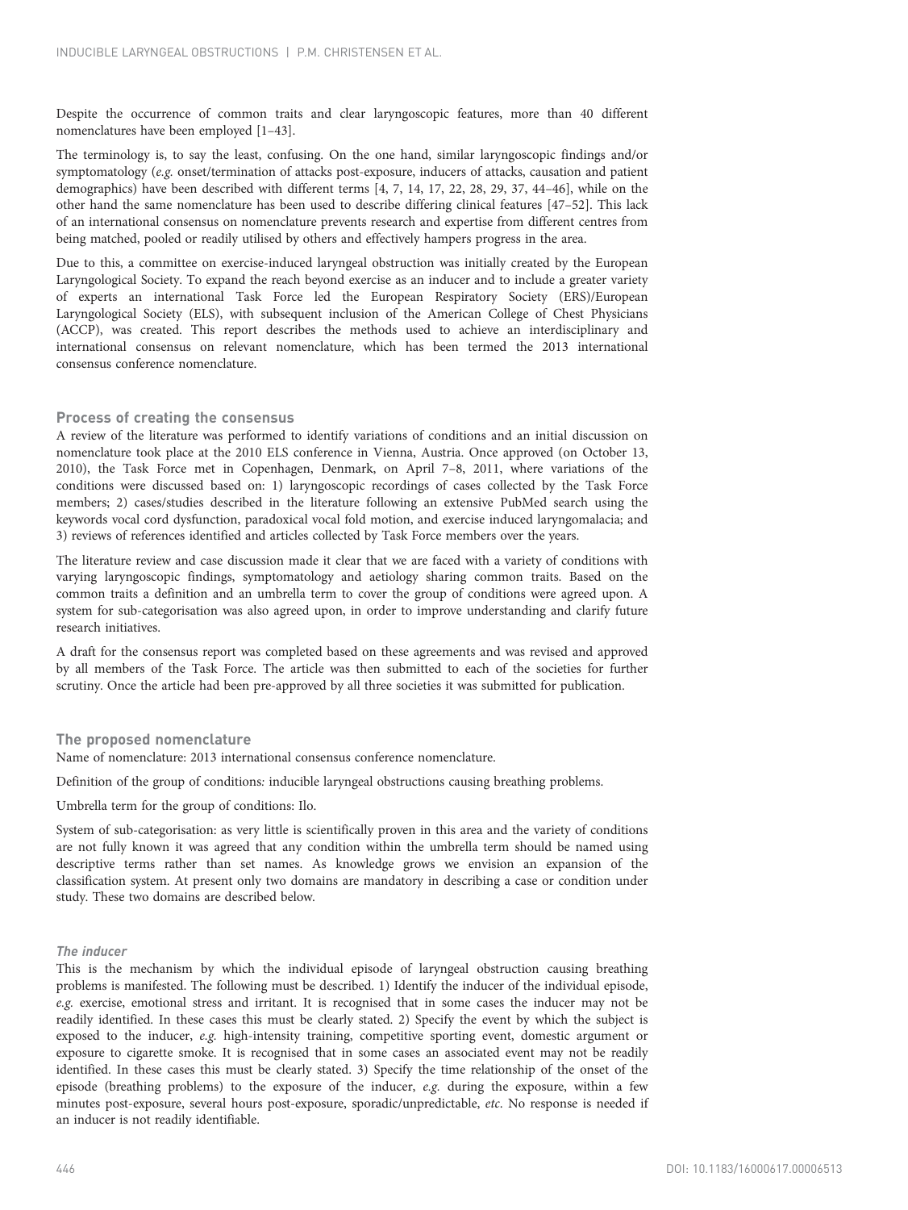Despite the occurrence of common traits and clear laryngoscopic features, more than 40 different nomenclatures have been employed [1–43].

The terminology is, to say the least, confusing. On the one hand, similar laryngoscopic findings and/or symptomatology (*e.g.* onset/termination of attacks post-exposure, inducers of attacks, causation and patient demographics) have been described with different terms [4, 7, 14, 17, 22, 28, 29, 37, 44–46], while on the other hand the same nomenclature has been used to describe differing clinical features [47–52]. This lack of an international consensus on nomenclature prevents research and expertise from different centres from being matched, pooled or readily utilised by others and effectively hampers progress in the area.

Due to this, a committee on exercise-induced laryngeal obstruction was initially created by the European Laryngological Society. To expand the reach beyond exercise as an inducer and to include a greater variety of experts an international Task Force led the European Respiratory Society (ERS)/European Laryngological Society (ELS), with subsequent inclusion of the American College of Chest Physicians (ACCP), was created. This report describes the methods used to achieve an interdisciplinary and international consensus on relevant nomenclature, which has been termed the 2013 international consensus conference nomenclature.

## Process of creating the consensus

A review of the literature was performed to identify variations of conditions and an initial discussion on nomenclature took place at the 2010 ELS conference in Vienna, Austria. Once approved (on October 13, 2010), the Task Force met in Copenhagen, Denmark, on April 7–8, 2011, where variations of the conditions were discussed based on: 1) laryngoscopic recordings of cases collected by the Task Force members; 2) cases/studies described in the literature following an extensive PubMed search using the keywords vocal cord dysfunction, paradoxical vocal fold motion, and exercise induced laryngomalacia; and 3) reviews of references identified and articles collected by Task Force members over the years.

The literature review and case discussion made it clear that we are faced with a variety of conditions with varying laryngoscopic findings, symptomatology and aetiology sharing common traits. Based on the common traits a definition and an umbrella term to cover the group of conditions were agreed upon. A system for sub-categorisation was also agreed upon, in order to improve understanding and clarify future research initiatives.

A draft for the consensus report was completed based on these agreements and was revised and approved by all members of the Task Force. The article was then submitted to each of the societies for further scrutiny. Once the article had been pre-approved by all three societies it was submitted for publication.

## The proposed nomenclature

Name of nomenclature: 2013 international consensus conference nomenclature.

Definition of the group of conditions*:* inducible laryngeal obstructions causing breathing problems.

Umbrella term for the group of conditions: Ilo.

System of sub-categorisation: as very little is scientifically proven in this area and the variety of conditions are not fully known it was agreed that any condition within the umbrella term should be named using descriptive terms rather than set names. As knowledge grows we envision an expansion of the classification system. At present only two domains are mandatory in describing a case or condition under study. These two domains are described below.

### *The inducer*

This is the mechanism by which the individual episode of laryngeal obstruction causing breathing problems is manifested. The following must be described. 1) Identify the inducer of the individual episode, *e.g.* exercise, emotional stress and irritant. It is recognised that in some cases the inducer may not be readily identified. In these cases this must be clearly stated. 2) Specify the event by which the subject is exposed to the inducer, *e.g.* high-intensity training, competitive sporting event, domestic argument or exposure to cigarette smoke. It is recognised that in some cases an associated event may not be readily identified. In these cases this must be clearly stated. 3) Specify the time relationship of the onset of the episode (breathing problems) to the exposure of the inducer, *e.g.* during the exposure, within a few minutes post-exposure, several hours post-exposure, sporadic/unpredictable, *etc.* No response is needed if an inducer is not readily identifiable.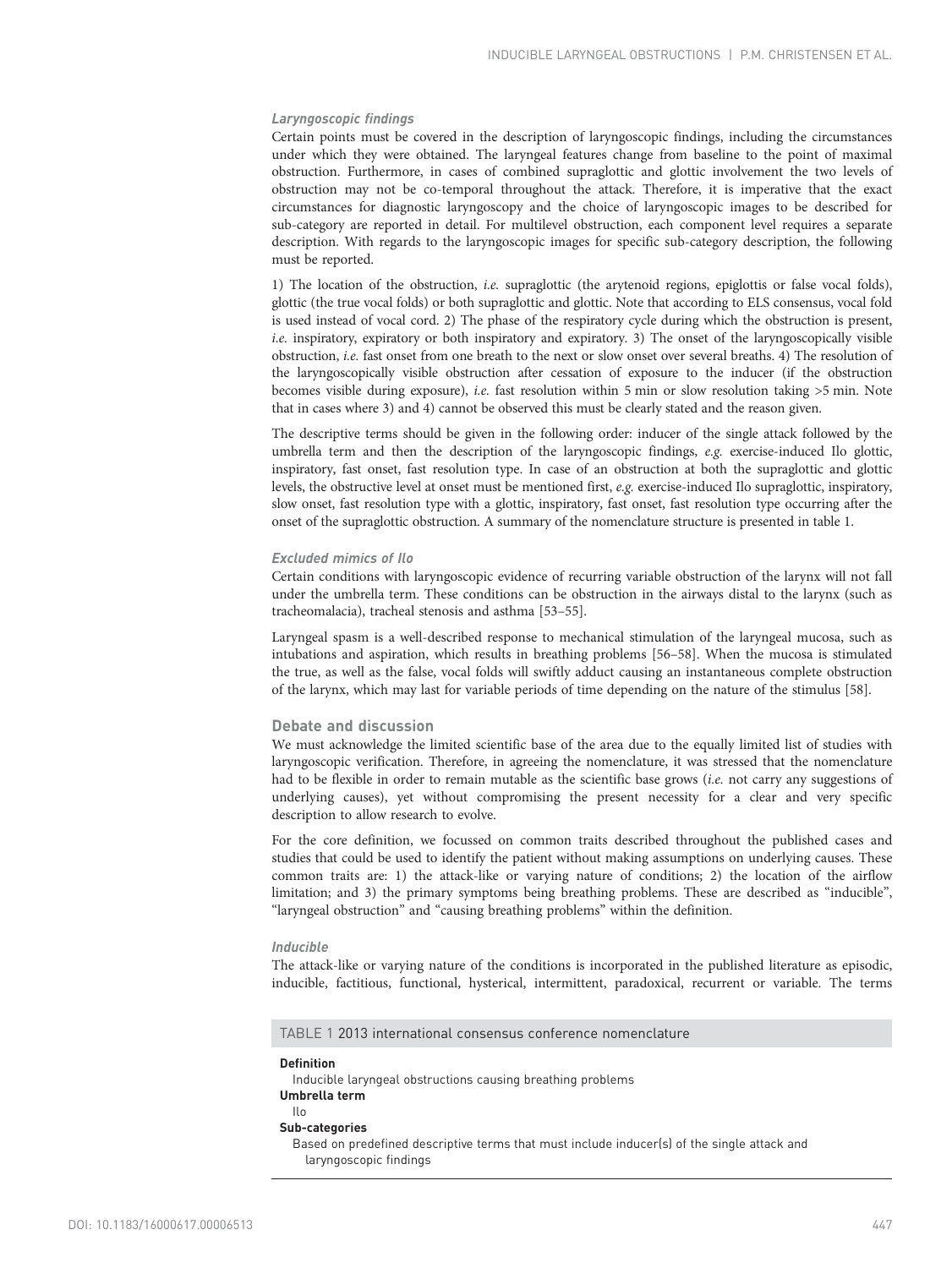### *Laryngoscopic findings*

Certain points must be covered in the description of laryngoscopic findings, including the circumstances under which they were obtained. The laryngeal features change from baseline to the point of maximal obstruction. Furthermore, in cases of combined supraglottic and glottic involvement the two levels of obstruction may not be co-temporal throughout the attack. Therefore, it is imperative that the exact circumstances for diagnostic laryngoscopy and the choice of laryngoscopic images to be described for sub-category are reported in detail. For multilevel obstruction, each component level requires a separate description. With regards to the laryngoscopic images for specific sub-category description, the following must be reported.

1) The location of the obstruction, *i.e.* supraglottic (the arytenoid regions, epiglottis or false vocal folds), glottic (the true vocal folds) or both supraglottic and glottic. Note that according to ELS consensus, vocal fold is used instead of vocal cord. 2) The phase of the respiratory cycle during which the obstruction is present, *i.e.* inspiratory, expiratory or both inspiratory and expiratory. 3) The onset of the laryngoscopically visible obstruction, *i.e.* fast onset from one breath to the next or slow onset over several breaths. 4) The resolution of the laryngoscopically visible obstruction after cessation of exposure to the inducer (if the obstruction becomes visible during exposure), *i.e.* fast resolution within 5 min or slow resolution taking >5 min. Note that in cases where 3) and 4) cannot be observed this must be clearly stated and the reason given.

The descriptive terms should be given in the following order: inducer of the single attack followed by the umbrella term and then the description of the laryngoscopic findings, *e.g.* exercise-induced Ilo glottic, inspiratory, fast onset, fast resolution type. In case of an obstruction at both the supraglottic and glottic levels, the obstructive level at onset must be mentioned first, *e.g.* exercise-induced Ilo supraglottic, inspiratory, slow onset, fast resolution type with a glottic, inspiratory, fast onset, fast resolution type occurring after the onset of the supraglottic obstruction. A summary of the nomenclature structure is presented in table 1.

### *Excluded mimics of Ilo*

Certain conditions with laryngoscopic evidence of recurring variable obstruction of the larynx will not fall under the umbrella term. These conditions can be obstruction in the airways distal to the larynx (such as tracheomalacia), tracheal stenosis and asthma [53–55].

Laryngeal spasm is a well-described response to mechanical stimulation of the laryngeal mucosa, such as intubations and aspiration, which results in breathing problems [56–58]. When the mucosa is stimulated the true, as well as the false, vocal folds will swiftly adduct causing an instantaneous complete obstruction of the larynx, which may last for variable periods of time depending on the nature of the stimulus [58].

## Debate and discussion

We must acknowledge the limited scientific base of the area due to the equally limited list of studies with laryngoscopic verification. Therefore, in agreeing the nomenclature, it was stressed that the nomenclature had to be flexible in order to remain mutable as the scientific base grows (*i.e.* not carry any suggestions of underlying causes), yet without compromising the present necessity for a clear and very specific description to allow research to evolve.

For the core definition, we focussed on common traits described throughout the published cases and studies that could be used to identify the patient without making assumptions on underlying causes. These common traits are: 1) the attack-like or varying nature of conditions; 2) the location of the airflow limitation; and 3) the primary symptoms being breathing problems. These are described as "inducible", "laryngeal obstruction" and "causing breathing problems" within the definition.

### *Inducible*

The attack-like or varying nature of the conditions is incorporated in the published literature as episodic, inducible, factitious, functional, hysterical, intermittent, paradoxical, recurrent or variable. The terms

TABLE 1 2013 international consensus conference nomenclature

**Definition**
Inducible laryngeal obstructions causing breathing problems

**Umbrella term**
Ilo

**Sub-categories**
Based on predefined descriptive terms that must include inducer(s) of the single attack and laryngoscopic findings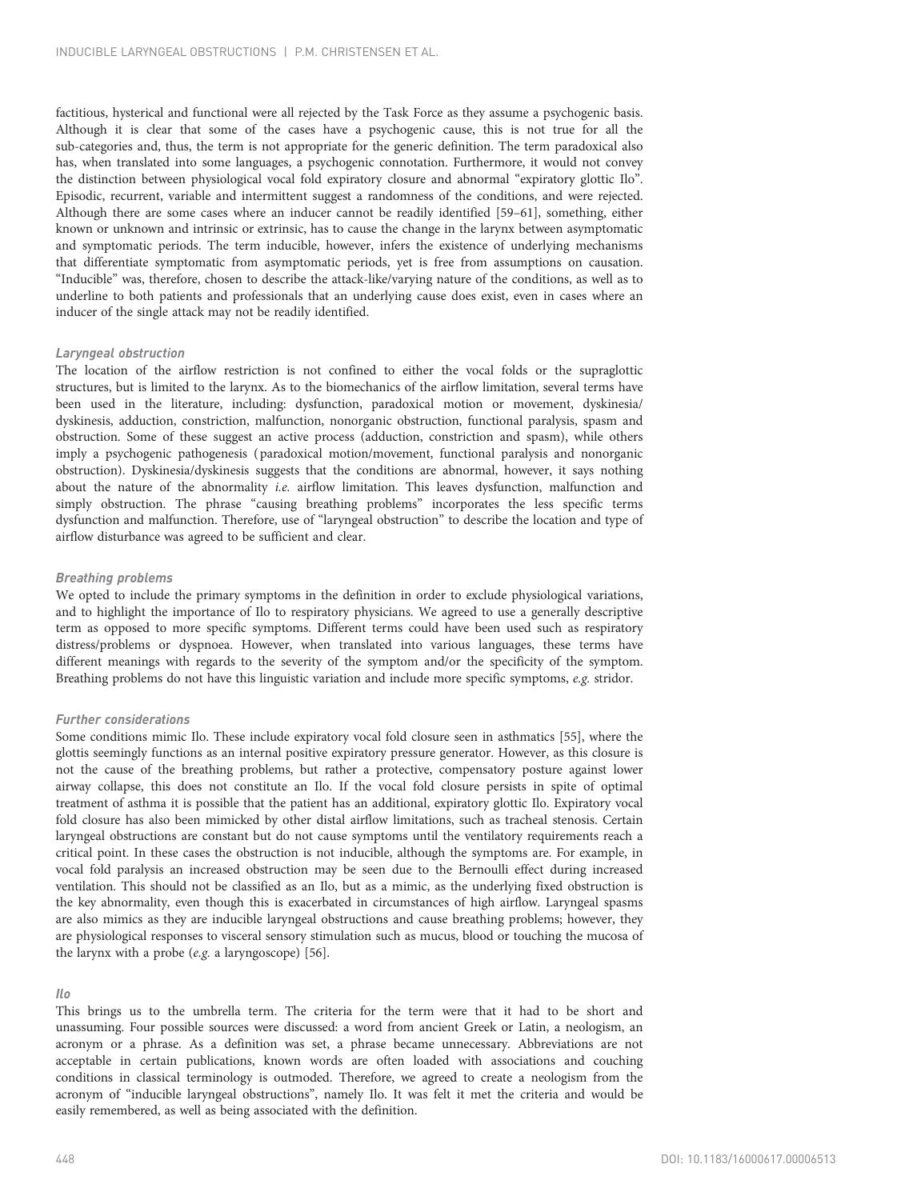factitious, hysterical and functional were all rejected by the Task Force as they assume a psychogenic basis. Although it is clear that some of the cases have a psychogenic cause, this is not true for all the sub-categories and, thus, the term is not appropriate for the generic definition. The term paradoxical also has, when translated into some languages, a psychogenic connotation. Furthermore, it would not convey the distinction between physiological vocal fold expiratory closure and abnormal "expiratory glottic Ilo". Episodic, recurrent, variable and intermittent suggest a randomness of the conditions, and were rejected. Although there are some cases where an inducer cannot be readily identified [59–61], something, either known or unknown and intrinsic or extrinsic, has to cause the change in the larynx between asymptomatic and symptomatic periods. The term inducible, however, infers the existence of underlying mechanisms that differentiate symptomatic from asymptomatic periods, yet is free from assumptions on causation. "Inducible" was, therefore, chosen to describe the attack-like/varying nature of the conditions, as well as to underline to both patients and professionals that an underlying cause does exist, even in cases where an inducer of the single attack may not be readily identified.

### *Laryngeal obstruction*

The location of the airflow restriction is not confined to either the vocal folds or the supraglottic structures, but is limited to the larynx. As to the biomechanics of the airflow limitation, several terms have been used in the literature, including: dysfunction, paradoxical motion or movement, dyskinesia/dyskinesis, adduction, constriction, malfunction, nonorganic obstruction, functional paralysis, spasm and obstruction. Some of these suggest an active process (adduction, constriction and spasm), while others imply a psychogenic pathogenesis (paradoxical motion/movement, functional paralysis and nonorganic obstruction). Dyskinesia/dyskinesis suggests that the conditions are abnormal, however, it says nothing about the nature of the abnormality *i.e.* airflow limitation. This leaves dysfunction, malfunction and simply obstruction. The phrase "causing breathing problems" incorporates the less specific terms dysfunction and malfunction. Therefore, use of "laryngeal obstruction" to describe the location and type of airflow disturbance was agreed to be sufficient and clear.

### *Breathing problems*

We opted to include the primary symptoms in the definition in order to exclude physiological variations, and to highlight the importance of Ilo to respiratory physicians. We agreed to use a generally descriptive term as opposed to more specific symptoms. Different terms could have been used such as respiratory distress/problems or dyspnoea. However, when translated into various languages, these terms have different meanings with regards to the severity of the symptom and/or the specificity of the symptom. Breathing problems do not have this linguistic variation and include more specific symptoms, *e.g.* stridor.

### *Further considerations*

Some conditions mimic Ilo. These include expiratory vocal fold closure seen in asthmatics [55], where the glottis seemingly functions as an internal positive expiratory pressure generator. However, as this closure is not the cause of the breathing problems, but rather a protective, compensatory posture against lower airway collapse, this does not constitute an Ilo. If the vocal fold closure persists in spite of optimal treatment of asthma it is possible that the patient has an additional, expiratory glottic Ilo. Expiratory vocal fold closure has also been mimicked by other distal airflow limitations, such as tracheal stenosis. Certain laryngeal obstructions are constant but do not cause symptoms until the ventilatory requirements reach a critical point. In these cases the obstruction is not inducible, although the symptoms are. For example, in vocal fold paralysis an increased obstruction may be seen due to the Bernoulli effect during increased ventilation. This should not be classified as an Ilo, but as a mimic, as the underlying fixed obstruction is the key abnormality, even though this is exacerbated in circumstances of high airflow. Laryngeal spasms are also mimics as they are inducible laryngeal obstructions and cause breathing problems; however, they are physiological responses to visceral sensory stimulation such as mucus, blood or touching the mucosa of the larynx with a probe (*e.g.* a laryngoscope) [56].

### *Ilo*

This brings us to the umbrella term. The criteria for the term were that it had to be short and unassuming. Four possible sources were discussed: a word from ancient Greek or Latin, a neologism, an acronym or a phrase. As a definition was set, a phrase became unnecessary. Abbreviations are not acceptable in certain publications, known words are often loaded with associations and couching conditions in classical terminology is outmoded. Therefore, we agreed to create a neologism from the acronym of "inducible laryngeal obstructions", namely Ilo. It was felt it met the criteria and would be easily remembered, as well as being associated with the definition.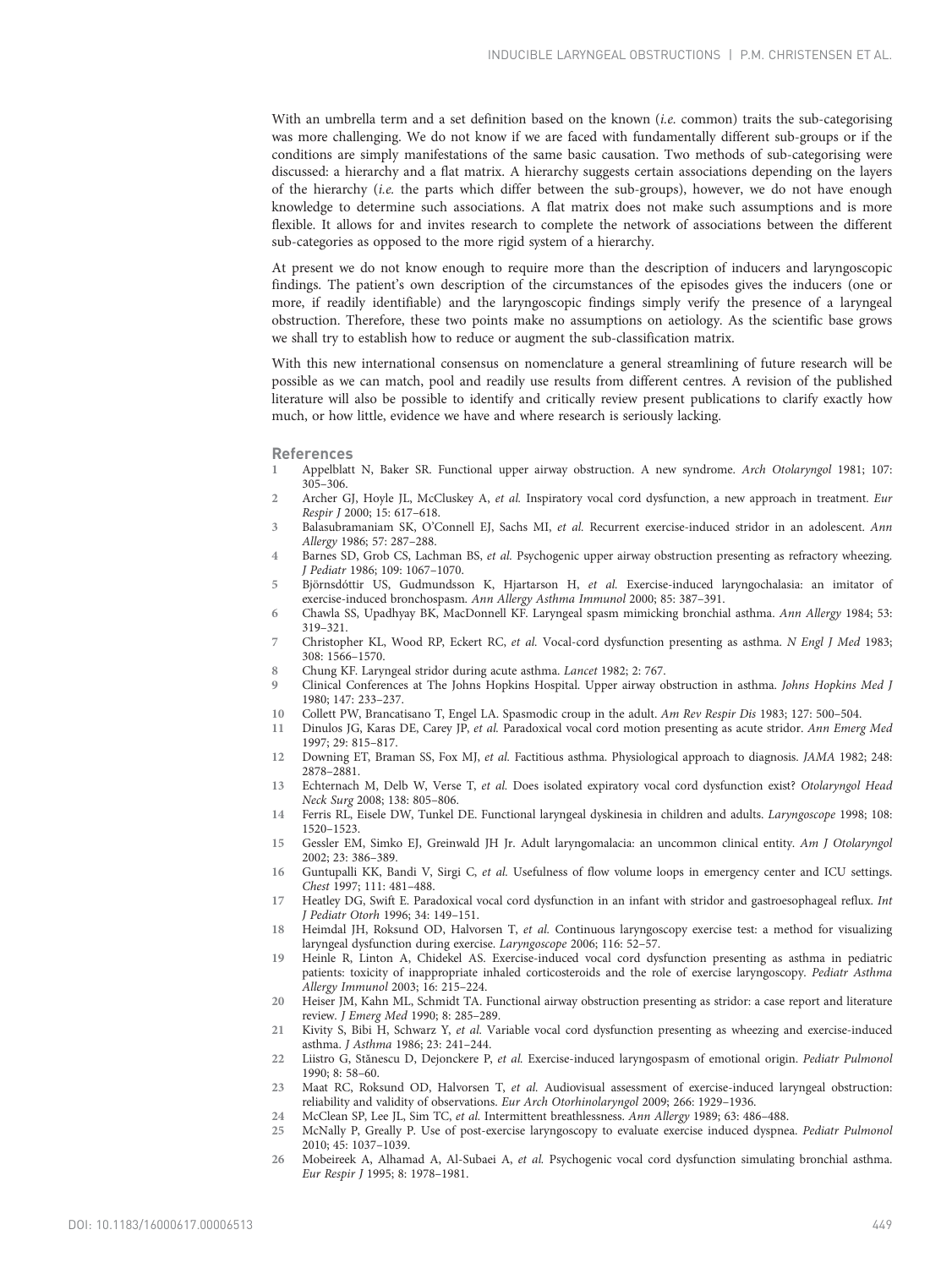With an umbrella term and a set definition based on the known (*i.e.* common) traits the sub-categorising was more challenging. We do not know if we are faced with fundamentally different sub-groups or if the conditions are simply manifestations of the same basic causation. Two methods of sub-categorising were discussed: a hierarchy and a flat matrix. A hierarchy suggests certain associations depending on the layers of the hierarchy (*i.e.* the parts which differ between the sub-groups), however, we do not have enough knowledge to determine such associations. A flat matrix does not make such assumptions and is more flexible. It allows for and invites research to complete the network of associations between the different sub-categories as opposed to the more rigid system of a hierarchy.

At present we do not know enough to require more than the description of inducers and laryngoscopic findings. The patient's own description of the circumstances of the episodes gives the inducers (one or more, if readily identifiable) and the laryngoscopic findings simply verify the presence of a laryngeal obstruction. Therefore, these two points make no assumptions on aetiology. As the scientific base grows we shall try to establish how to reduce or augment the sub-classification matrix.

With this new international consensus on nomenclature a general streamlining of future research will be possible as we can match, pool and readily use results from different centres. A revision of the published literature will also be possible to identify and critically review present publications to clarify exactly how much, or how little, evidence we have and where research is seriously lacking.

## References

1. Appelblatt N, Baker SR. Functional upper airway obstruction. A new syndrome. *Arch Otolaryngol* 1981; 107: 305–306.
2. Archer GJ, Hoyle JL, McCluskey A, *et al.* Inspiratory vocal cord dysfunction, a new approach in treatment. *Eur Respir J* 2000; 15: 617–618.
3. Balasubramaniam SK, O'Connell EJ, Sachs MI, *et al.* Recurrent exercise-induced stridor in an adolescent. *Ann Allergy* 1986; 57: 287–288.
4. Barnes SD, Grob CS, Lachman BS, *et al.* Psychogenic upper airway obstruction presenting as refractory wheezing. *J Pediatr* 1986; 109: 1067–1070.
5. Björnsdóttir US, Gudmundsson K, Hjartarson H, *et al.* Exercise-induced laryngochalasia: an imitator of exercise-induced bronchospasm. *Ann Allergy Asthma Immunol* 2000; 85: 387–391.
6. Chawla SS, Upadhyay BK, MacDonnell KF. Laryngeal spasm mimicking bronchial asthma. *Ann Allergy* 1984; 53: 319–321.
7. Christopher KL, Wood RP, Eckert RC, *et al.* Vocal-cord dysfunction presenting as asthma. *N Engl J Med* 1983; 308: 1566–1570.
8. Chung KF. Laryngeal stridor during acute asthma. *Lancet* 1982; 2: 767.
9. Clinical Conferences at The Johns Hopkins Hospital. Upper airway obstruction in asthma. *Johns Hopkins Med J* 1980; 147: 233–237.
10. Collett PW, Brancatisano T, Engel LA. Spasmodic croup in the adult. *Am Rev Respir Dis* 1983; 127: 500–504.
11. Dinulos JG, Karas DE, Carey JP, *et al.* Paradoxical vocal cord motion presenting as acute stridor. *Ann Emerg Med* 1997; 29: 815–817.
12. Downing ET, Braman SS, Fox MJ, *et al.* Factitious asthma. Physiological approach to diagnosis. *JAMA* 1982; 248: 2878–2881.
13. Echternach M, Delb W, Verse T, *et al.* Does isolated expiratory vocal cord dysfunction exist? *Otolaryngol Head Neck Surg* 2008; 138: 805–806.
14. Ferris RL, Eisele DW, Tunkel DE. Functional laryngeal dyskinesia in children and adults. *Laryngoscope* 1998; 108: 1520–1523.
15. Gessler EM, Simko EJ, Greinwald JH Jr. Adult laryngomalacia: an uncommon clinical entity. *Am J Otolaryngol* 2002; 23: 386–389.
16. Guntupalli KK, Bandi V, Sirgi C, *et al.* Usefulness of flow volume loops in emergency center and ICU settings. *Chest* 1997; 111: 481–488.
17. Heatley DG, Swift E. Paradoxical vocal cord dysfunction in an infant with stridor and gastroesophageal reflux. *Int J Pediatr Otorh* 1996; 34: 149–151.
18. Heimdal JH, Roksund OD, Halvorsen T, *et al.* Continuous laryngoscopy exercise test: a method for visualizing laryngeal dysfunction during exercise. *Laryngoscope* 2006; 116: 52–57.
19. Heinle R, Linton A, Chidekel AS. Exercise-induced vocal cord dysfunction presenting as asthma in pediatric patients: toxicity of inappropriate inhaled corticosteroids and the role of exercise laryngoscopy. *Pediatr Asthma Allergy Immunol* 2003; 16: 215–224.
20. Heiser JM, Kahn ML, Schmidt TA. Functional airway obstruction presenting as stridor: a case report and literature review. *J Emerg Med* 1990; 8: 285–289.
21. Kivity S, Bibi H, Schwarz Y, *et al.* Variable vocal cord dysfunction presenting as wheezing and exercise-induced asthma. *J Asthma* 1986; 23: 241–244.
22. Liistro G, Stănescu D, Dejonckere P, *et al.* Exercise-induced laryngospasm of emotional origin. *Pediatr Pulmonol* 1990; 8: 58–60.
23. Maat RC, Roksund OD, Halvorsen T, *et al.* Audiovisual assessment of exercise-induced laryngeal obstruction: reliability and validity of observations. *Eur Arch Otorhinolaryngol* 2009; 266: 1929–1936.
24. McClean SP, Lee JL, Sim TC, *et al.* Intermittent breathlessness. *Ann Allergy* 1989; 63: 486–488.
25. McNally P, Greally P. Use of post-exercise laryngoscopy to evaluate exercise induced dyspnea. *Pediatr Pulmonol* 2010; 45: 1037–1039.
26. Mobeireek A, Alhamad A, Al-Subaei A, *et al.* Psychogenic vocal cord dysfunction simulating bronchial asthma. *Eur Respir J* 1995; 8: 1978–1981.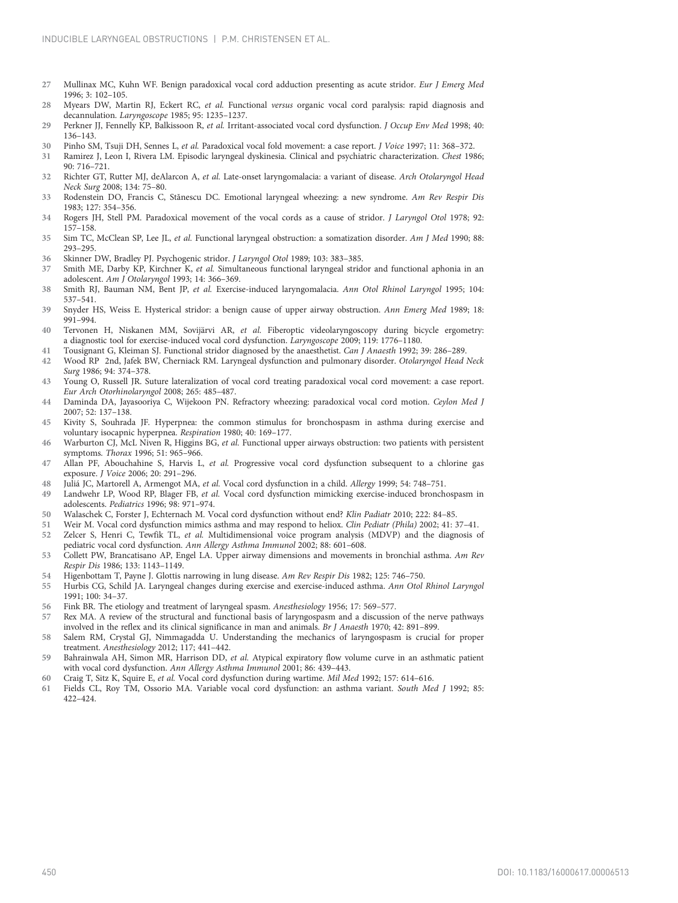27 Mullinax MC, Kuhn WF. Benign paradoxical vocal cord adduction presenting as acute stridor. *Eur J Emerg Med* 1996; 3: 102–105.

28 Myears DW, Martin RJ, Eckert RC, *et al.* Functional *versus* organic vocal cord paralysis: rapid diagnosis and decannulation. *Laryngoscope* 1985; 95: 1235–1237.

29 Perkner JJ, Fennelly KP, Balkissoon R, *et al.* Irritant-associated vocal cord dysfunction. *J Occup Env Med* 1998; 40: 136–143.

30 Pinho SM, Tsuji DH, Sennes L, *et al.* Paradoxical vocal fold movement: a case report. *J Voice* 1997; 11: 368–372.

31 Ramirez J, Leon I, Rivera LM. Episodic laryngeal dyskinesia. Clinical and psychiatric characterization. *Chest* 1986; 90: 716–721.

32 Richter GT, Rutter MJ, deAlarcon A, *et al.* Late-onset laryngomalacia: a variant of disease. *Arch Otolaryngol Head Neck Surg* 2008; 134: 75–80.

33 Rodenstein DO, Francis C, Stănescu DC. Emotional laryngeal wheezing: a new syndrome. *Am Rev Respir Dis* 1983; 127: 354–356.

34 Rogers JH, Stell PM. Paradoxical movement of the vocal cords as a cause of stridor. *J Laryngol Otol* 1978; 92: 157–158.

35 Sim TC, McClean SP, Lee JL, *et al.* Functional laryngeal obstruction: a somatization disorder. *Am J Med* 1990; 88: 293–295.

36 Skinner DW, Bradley PJ. Psychogenic stridor. *J Laryngol Otol* 1989; 103: 383–385.

37 Smith ME, Darby KP, Kirchner K, *et al.* Simultaneous functional laryngeal stridor and functional aphonia in an adolescent. *Am J Otolaryngol* 1993; 14: 366–369.

38 Smith RJ, Bauman NM, Bent JP, *et al.* Exercise-induced laryngomalacia. *Ann Otol Rhinol Laryngol* 1995; 104: 537–541.

39 Snyder HS, Weiss E. Hysterical stridor: a benign cause of upper airway obstruction. *Ann Emerg Med* 1989; 18: 991–994.

40 Tervonen H, Niskanen MM, Sovijärvi AR, *et al.* Fiberoptic videolaryngoscopy during bicycle ergometry: a diagnostic tool for exercise-induced vocal cord dysfunction. *Laryngoscope* 2009; 119: 1776–1180.

41 Tousignant G, Kleiman SJ. Functional stridor diagnosed by the anaesthetist. *Can J Anaesth* 1992; 39: 286–289.

42 Wood RP 2nd, Jafek BW, Cherniack RM. Laryngeal dysfunction and pulmonary disorder. *Otolaryngol Head Neck Surg* 1986; 94: 374–378.

43 Young O, Russell JR. Suture lateralization of vocal cord treating paradoxical vocal cord movement: a case report. *Eur Arch Otorhinolaryngol* 2008; 265: 485–487.

44 Daminda DA, Jayasooriya C, Wijekoon PN. Refractory wheezing: paradoxical vocal cord motion. *Ceylon Med J* 2007; 52: 137–138.

45 Kivity S, Souhrada JF. Hyperpnea: the common stimulus for bronchospasm in asthma during exercise and voluntary isocapnic hyperpnea. *Respiration* 1980; 40: 169–177.

46 Warburton CJ, McL Niven R, Higgins BG, *et al.* Functional upper airways obstruction: two patients with persistent symptoms. *Thorax* 1996; 51: 965–966.

47 Allan PF, Abouchahine S, Harvis L, *et al.* Progressive vocal cord dysfunction subsequent to a chlorine gas exposure. *J Voice* 2006; 20: 291–296.

48 Juliá JC, Martorell A, Armengot MA, *et al.* Vocal cord dysfunction in a child. *Allergy* 1999; 54: 748–751.

49 Landwehr LP, Wood RP, Blager FB, *et al.* Vocal cord dysfunction mimicking exercise-induced bronchospasm in adolescents. *Pediatrics* 1996; 98: 971–974.

50 Walaschek C, Forster J, Echternach M. Vocal cord dysfunction without end? *Klin Padiatr* 2010; 222: 84–85.

51 Weir M. Vocal cord dysfunction mimics asthma and may respond to heliox. *Clin Pediatr (Phila)* 2002; 41: 37–41.

52 Zelcer S, Henri C, Tewfik TL, *et al.* Multidimensional voice program analysis (MDVP) and the diagnosis of pediatric vocal cord dysfunction. *Ann Allergy Asthma Immunol* 2002; 88: 601–608.

53 Collett PW, Brancatisano AP, Engel LA. Upper airway dimensions and movements in bronchial asthma. *Am Rev Respir Dis* 1986; 133: 1143–1149.

54 Higenbottam T, Payne J. Glottis narrowing in lung disease. *Am Rev Respir Dis* 1982; 125: 746–750.

55 Hurbis CG, Schild JA. Laryngeal changes during exercise and exercise-induced asthma. *Ann Otol Rhinol Laryngol* 1991; 100: 34–37.

56 Fink BR. The etiology and treatment of laryngeal spasm. *Anesthesiology* 1956; 17: 569–577.

57 Rex MA. A review of the structural and functional basis of laryngospasm and a discussion of the nerve pathways involved in the reflex and its clinical significance in man and animals. *Br J Anaesth* 1970; 42: 891–899.

58 Salem RM, Crystal GJ, Nimmagadda U. Understanding the mechanics of laryngospasm is crucial for proper treatment. *Anesthesiology* 2012; 117; 441–442.

59 Bahrainwala AH, Simon MR, Harrison DD, *et al.* Atypical expiratory flow volume curve in an asthmatic patient with vocal cord dysfunction. *Ann Allergy Asthma Immunol* 2001; 86: 439–443.

60 Craig T, Sitz K, Squire E, *et al.* Vocal cord dysfunction during wartime. *Mil Med* 1992; 157: 614–616.

61 Fields CL, Roy TM, Ossorio MA. Variable vocal cord dysfunction: an asthma variant. *South Med J* 1992; 85: 422–424.